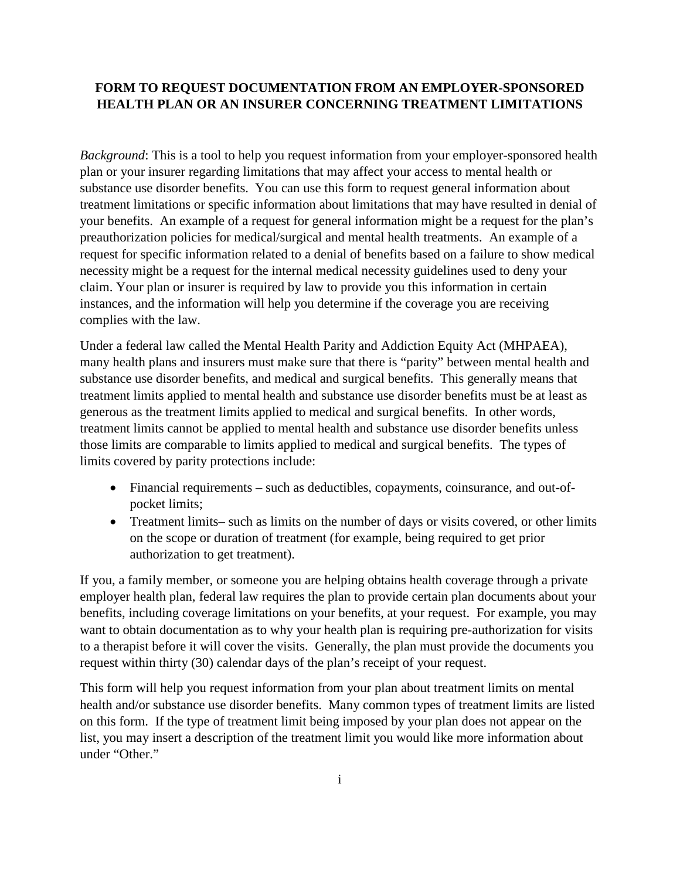# FORM TO REQUEST DOCUMENTATION FROM AN EMPLOYER-SPONSORED HEALTH PLAN OR AN INSURER CONCERNING TREATMENT LIMITATIONS

*Background*: This is a tool to help you request information from your employer-sponsored health plan or your insurer regarding limitations that may affect your access to mental health or substance use disorder benefits. You can use this form to request general information about treatment limitations or specific information about limitations that may have resulted in denial of your benefits. An example of a request for general information might be a request for the plan's preauthorization policies for medical/surgical and mental health treatments. An example of a request for specific information related to a denial of benefits based on a failure to show medical necessity might be a request for the internal medical necessity guidelines used to deny your claim. Your plan or insurer is required by law to provide you this information in certain instances, and the information will help you determine if the coverage you are receiving complies with the law.

Under a federal law called the Mental Health Parity and Addiction Equity Act (MHPAEA), many health plans and insurers must make sure that there is "parity" between mental health and substance use disorder benefits, and medical and surgical benefits. This generally means that treatment limits applied to mental health and substance use disorder benefits must be at least as generous as the treatment limits applied to medical and surgical benefits. In other words, treatment limits cannot be applied to mental health and substance use disorder benefits unless those limits are comparable to limits applied to medical and surgical benefits. The types of limits covered by parity protections include:

- Financial requirements – such as deductibles, copayments, coinsurance, and out-of-pocket limits;
- Treatment limits– such as limits on the number of days or visits covered, or other limits on the scope or duration of treatment (for example, being required to get prior authorization to get treatment).

If you, a family member, or someone you are helping obtains health coverage through a private employer health plan, federal law requires the plan to provide certain plan documents about your benefits, including coverage limitations on your benefits, at your request. For example, you may want to obtain documentation as to why your health plan is requiring pre-authorization for visits to a therapist before it will cover the visits. Generally, the plan must provide the documents you request within thirty (30) calendar days of the plan's receipt of your request.

This form will help you request information from your plan about treatment limits on mental health and/or substance use disorder benefits. Many common types of treatment limits are listed on this form. If the type of treatment limit being imposed by your plan does not appear on the list, you may insert a description of the treatment limit you would like more information about under "Other."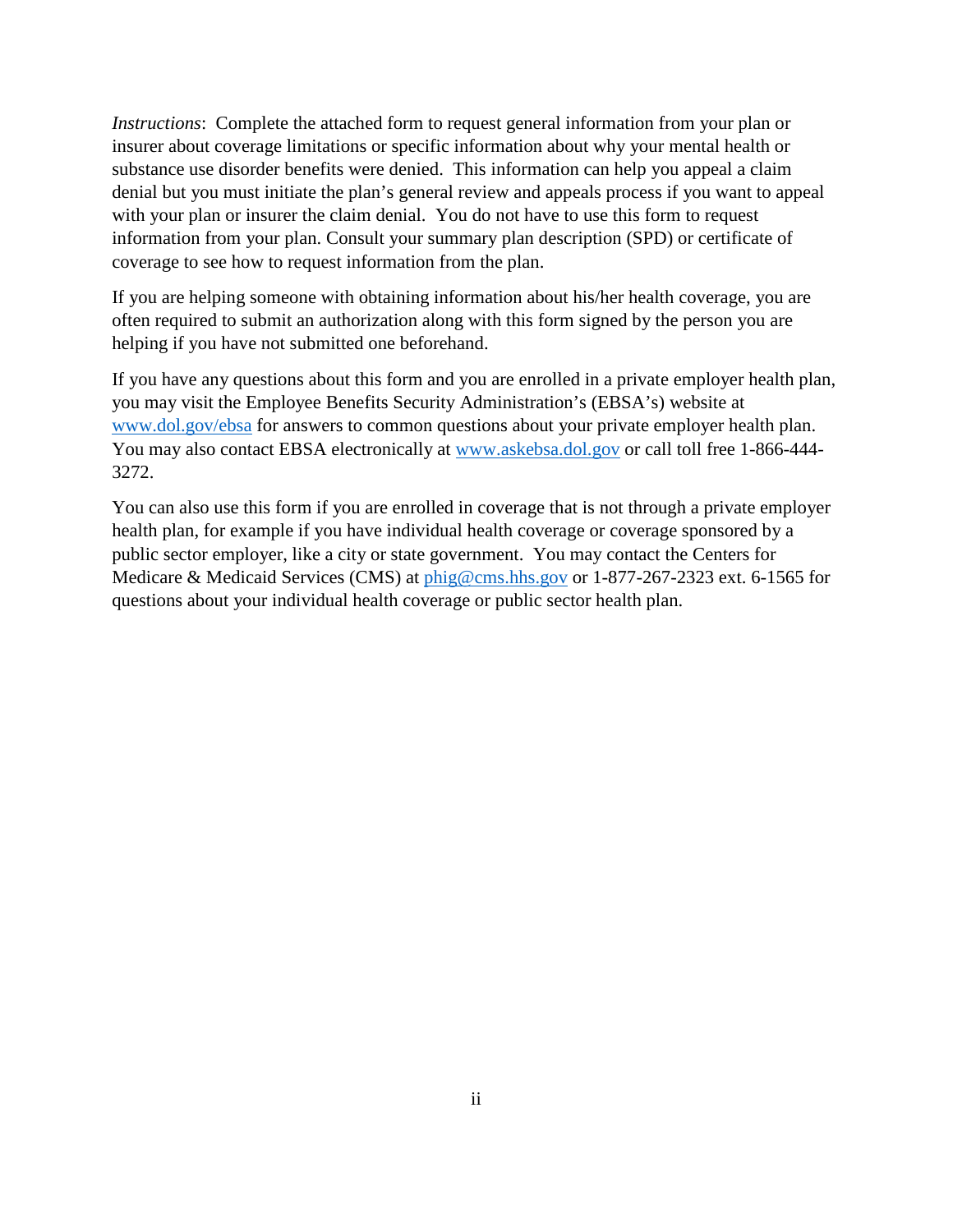*Instructions*: Complete the attached form to request general information from your plan or insurer about coverage limitations or specific information about why your mental health or substance use disorder benefits were denied. This information can help you appeal a claim denial but you must initiate the plan's general review and appeals process if you want to appeal with your plan or insurer the claim denial. You do not have to use this form to request information from your plan. Consult your summary plan description (SPD) or certificate of coverage to see how to request information from the plan.

If you are helping someone with obtaining information about his/her health coverage, you are often required to submit an authorization along with this form signed by the person you are helping if you have not submitted one beforehand.

If you have any questions about this form and you are enrolled in a private employer health plan, you may visit the Employee Benefits Security Administration's (EBSA's) website at www.dol.gov/ebsa for answers to common questions about your private employer health plan. You may also contact EBSA electronically at www.askebsa.dol.gov or call toll free 1-866-444-3272.

You can also use this form if you are enrolled in coverage that is not through a private employer health plan, for example if you have individual health coverage or coverage sponsored by a public sector employer, like a city or state government. You may contact the Centers for Medicare & Medicaid Services (CMS) at phig@cms.hhs.gov or 1-877-267-2323 ext. 6-1565 for questions about your individual health coverage or public sector health plan.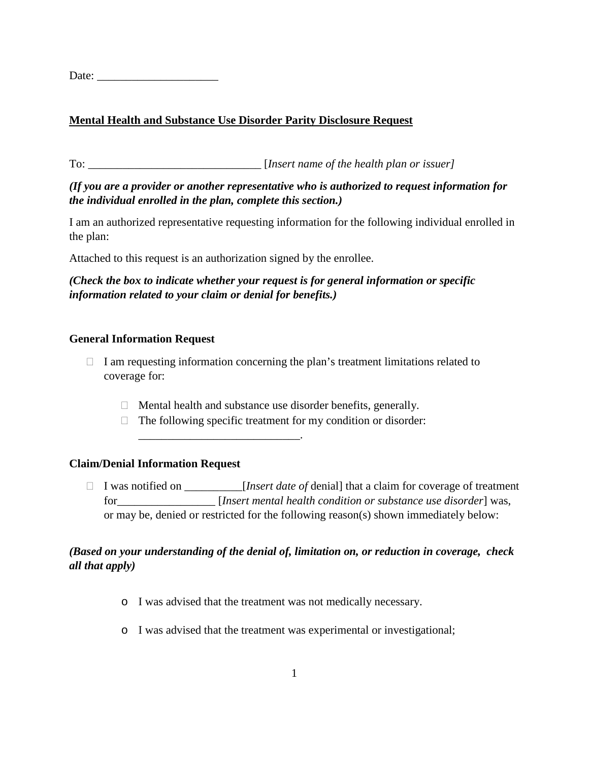Date: _____________________

**Mental Health and Substance Use Disorder Parity Disclosure Request**

To: ______________________________ [*Insert name of the health plan or issuer]*

***(If you are a provider or another representative who is authorized to request information for the individual enrolled in the plan, complete this section.)***

I am an authorized representative requesting information for the following individual enrolled in the plan:

Attached to this request is an authorization signed by the enrollee.

***(Check the box to indicate whether your request is for general information or specific information related to your claim or denial for benefits.)***

**General Information Request**

- ☐ I am requesting information concerning the plan's treatment limitations related to coverage for:
  - ☐ Mental health and substance use disorder benefits, generally.
  - ☐ The following specific treatment for my condition or disorder: ____________________________.

**Claim/Denial Information Request**

- ☐ I was notified on __________[*Insert date of* denial] that a claim for coverage of treatment for_________________ [*Insert mental health condition or substance use disorder*] was, or may be, denied or restricted for the following reason(s) shown immediately below:

***(Based on your understanding of the denial of, limitation on, or reduction in coverage, check all that apply)***

- o I was advised that the treatment was not medically necessary.
- o I was advised that the treatment was experimental or investigational;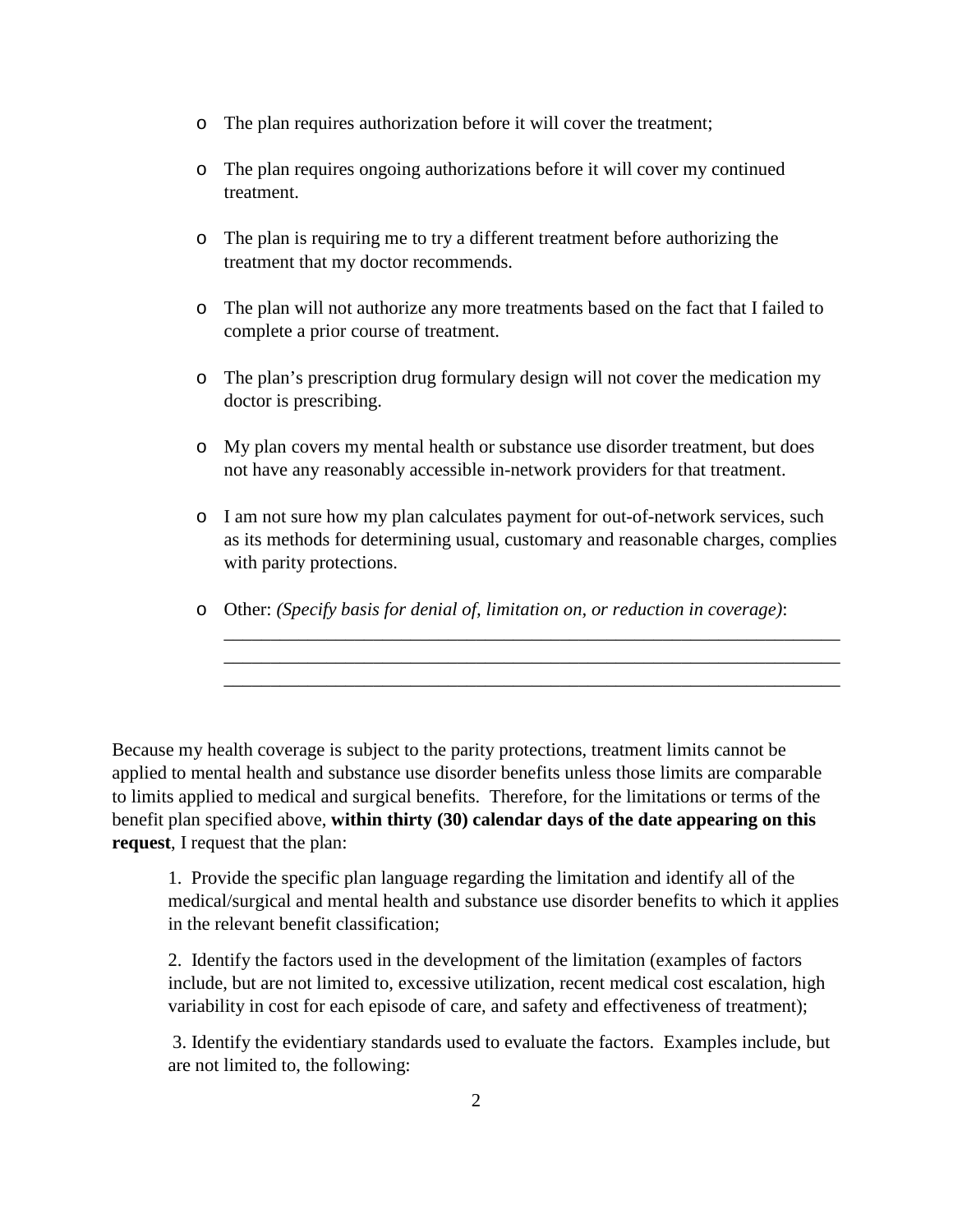- The plan requires authorization before it will cover the treatment;

- The plan requires ongoing authorizations before it will cover my continued treatment.

- The plan is requiring me to try a different treatment before authorizing the treatment that my doctor recommends.

- The plan will not authorize any more treatments based on the fact that I failed to complete a prior course of treatment.

- The plan's prescription drug formulary design will not cover the medication my doctor is prescribing.

- My plan covers my mental health or substance use disorder treatment, but does not have any reasonably accessible in-network providers for that treatment.

- I am not sure how my plan calculates payment for out-of-network services, such as its methods for determining usual, customary and reasonable charges, complies with parity protections.

- Other: *(Specify basis for denial of, limitation on, or reduction in coverage)*:
  ____________________________________________________________________
  ____________________________________________________________________
  ____________________________________________________________________

Because my health coverage is subject to the parity protections, treatment limits cannot be applied to mental health and substance use disorder benefits unless those limits are comparable to limits applied to medical and surgical benefits. Therefore, for the limitations or terms of the benefit plan specified above, **within thirty (30) calendar days of the date appearing on this request**, I request that the plan:

1. Provide the specific plan language regarding the limitation and identify all of the medical/surgical and mental health and substance use disorder benefits to which it applies in the relevant benefit classification;

2. Identify the factors used in the development of the limitation (examples of factors include, but are not limited to, excessive utilization, recent medical cost escalation, high variability in cost for each episode of care, and safety and effectiveness of treatment);

3. Identify the evidentiary standards used to evaluate the factors. Examples include, but are not limited to, the following: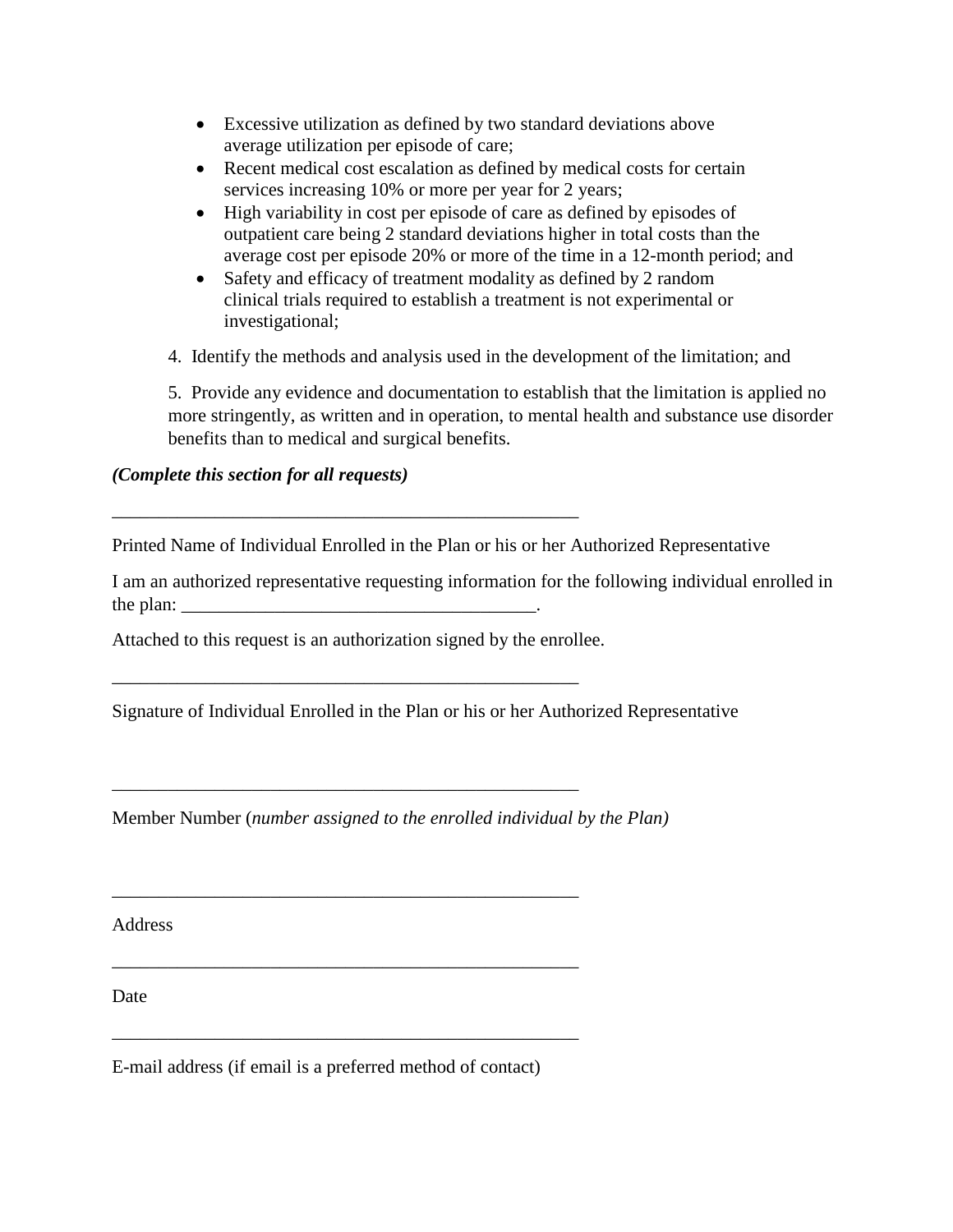- Excessive utilization as defined by two standard deviations above average utilization per episode of care;
- Recent medical cost escalation as defined by medical costs for certain services increasing 10% or more per year for 2 years;
- High variability in cost per episode of care as defined by episodes of outpatient care being 2 standard deviations higher in total costs than the average cost per episode 20% or more of the time in a 12-month period; and
- Safety and efficacy of treatment modality as defined by 2 random clinical trials required to establish a treatment is not experimental or investigational;

4. Identify the methods and analysis used in the development of the limitation; and

5. Provide any evidence and documentation to establish that the limitation is applied no more stringently, as written and in operation, to mental health and substance use disorder benefits than to medical and surgical benefits.

***(Complete this section for all requests)***

\_\_\_\_\_\_\_\_\_\_\_\_\_\_\_\_\_\_\_\_\_\_\_\_\_\_\_\_\_\_\_\_\_\_\_\_\_\_\_\_\_\_\_\_\_\_\_\_\_\_\_\_

Printed Name of Individual Enrolled in the Plan or his or her Authorized Representative

I am an authorized representative requesting information for the following individual enrolled in the plan: \_\_\_\_\_\_\_\_\_\_\_\_\_\_\_\_\_\_\_\_\_\_\_\_\_\_\_\_\_\_\_\_\_\_\_\_\_\_\_.

Attached to this request is an authorization signed by the enrollee.

\_\_\_\_\_\_\_\_\_\_\_\_\_\_\_\_\_\_\_\_\_\_\_\_\_\_\_\_\_\_\_\_\_\_\_\_\_\_\_\_\_\_\_\_\_\_\_\_\_\_\_\_

Signature of Individual Enrolled in the Plan or his or her Authorized Representative

\_\_\_\_\_\_\_\_\_\_\_\_\_\_\_\_\_\_\_\_\_\_\_\_\_\_\_\_\_\_\_\_\_\_\_\_\_\_\_\_\_\_\_\_\_\_\_\_\_\_\_\_

Member Number (*number assigned to the enrolled individual by the Plan)*

\_\_\_\_\_\_\_\_\_\_\_\_\_\_\_\_\_\_\_\_\_\_\_\_\_\_\_\_\_\_\_\_\_\_\_\_\_\_\_\_\_\_\_\_\_\_\_\_\_\_\_\_

Address

\_\_\_\_\_\_\_\_\_\_\_\_\_\_\_\_\_\_\_\_\_\_\_\_\_\_\_\_\_\_\_\_\_\_\_\_\_\_\_\_\_\_\_\_\_\_\_\_\_\_\_\_

Date

\_\_\_\_\_\_\_\_\_\_\_\_\_\_\_\_\_\_\_\_\_\_\_\_\_\_\_\_\_\_\_\_\_\_\_\_\_\_\_\_\_\_\_\_\_\_\_\_\_\_\_\_

E-mail address (if email is a preferred method of contact)